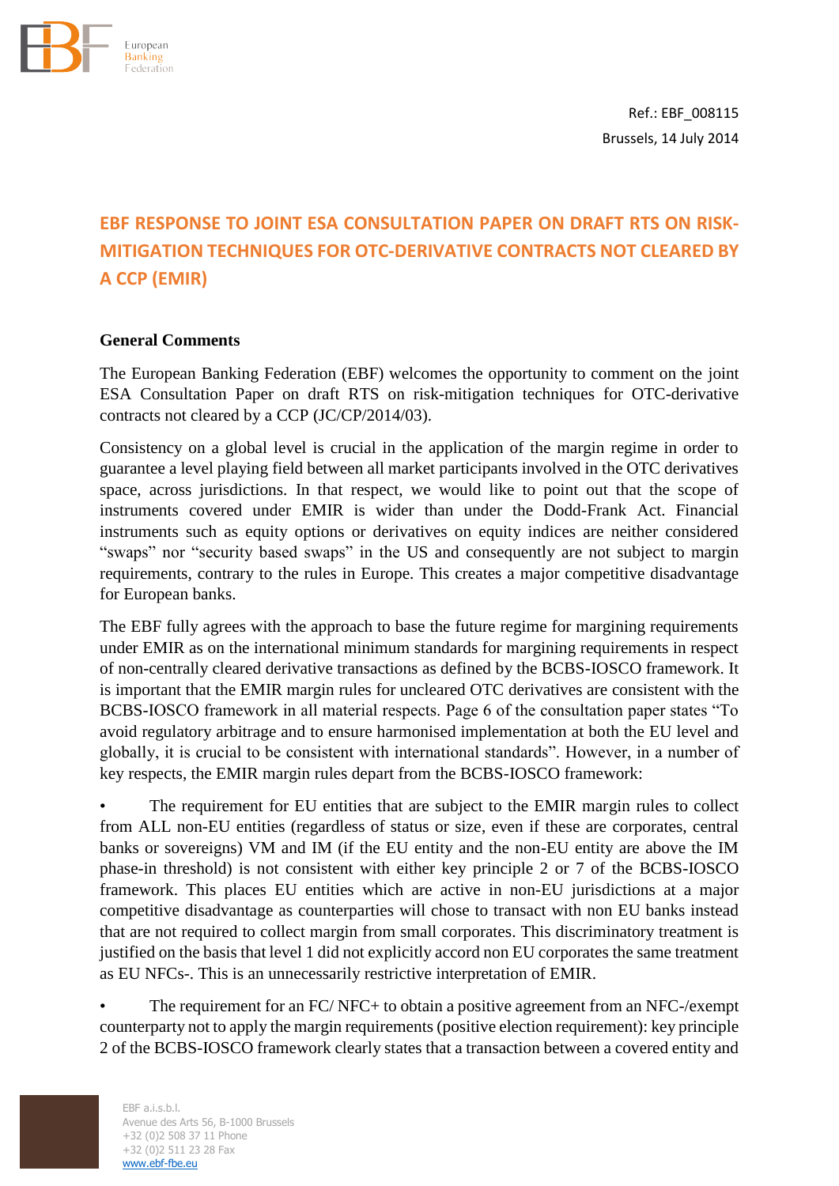Ref.: EBF_008115

Brussels, 14 July 2014

# EBF RESPONSE TO JOINT ESA CONSULTATION PAPER ON DRAFT RTS ON RISK-MITIGATION TECHNIQUES FOR OTC-DERIVATIVE CONTRACTS NOT CLEARED BY A CCP (EMIR)

## General Comments

The European Banking Federation (EBF) welcomes the opportunity to comment on the joint ESA Consultation Paper on draft RTS on risk-mitigation techniques for OTC-derivative contracts not cleared by a CCP (JC/CP/2014/03).

Consistency on a global level is crucial in the application of the margin regime in order to guarantee a level playing field between all market participants involved in the OTC derivatives space, across jurisdictions. In that respect, we would like to point out that the scope of instruments covered under EMIR is wider than under the Dodd-Frank Act. Financial instruments such as equity options or derivatives on equity indices are neither considered "swaps" nor "security based swaps" in the US and consequently are not subject to margin requirements, contrary to the rules in Europe. This creates a major competitive disadvantage for European banks.

The EBF fully agrees with the approach to base the future regime for margining requirements under EMIR as on the international minimum standards for margining requirements in respect of non-centrally cleared derivative transactions as defined by the BCBS-IOSCO framework. It is important that the EMIR margin rules for uncleared OTC derivatives are consistent with the BCBS-IOSCO framework in all material respects. Page 6 of the consultation paper states "To avoid regulatory arbitrage and to ensure harmonised implementation at both the EU level and globally, it is crucial to be consistent with international standards". However, in a number of key respects, the EMIR margin rules depart from the BCBS-IOSCO framework:

- The requirement for EU entities that are subject to the EMIR margin rules to collect from ALL non-EU entities (regardless of status or size, even if these are corporates, central banks or sovereigns) VM and IM (if the EU entity and the non-EU entity are above the IM phase-in threshold) is not consistent with either key principle 2 or 7 of the BCBS-IOSCO framework. This places EU entities which are active in non-EU jurisdictions at a major competitive disadvantage as counterparties will chose to transact with non EU banks instead that are not required to collect margin from small corporates. This discriminatory treatment is justified on the basis that level 1 did not explicitly accord non EU corporates the same treatment as EU NFCs-. This is an unnecessarily restrictive interpretation of EMIR.
- The requirement for an FC/ NFC+ to obtain a positive agreement from an NFC-/exempt counterparty not to apply the margin requirements (positive election requirement): key principle 2 of the BCBS-IOSCO framework clearly states that a transaction between a covered entity and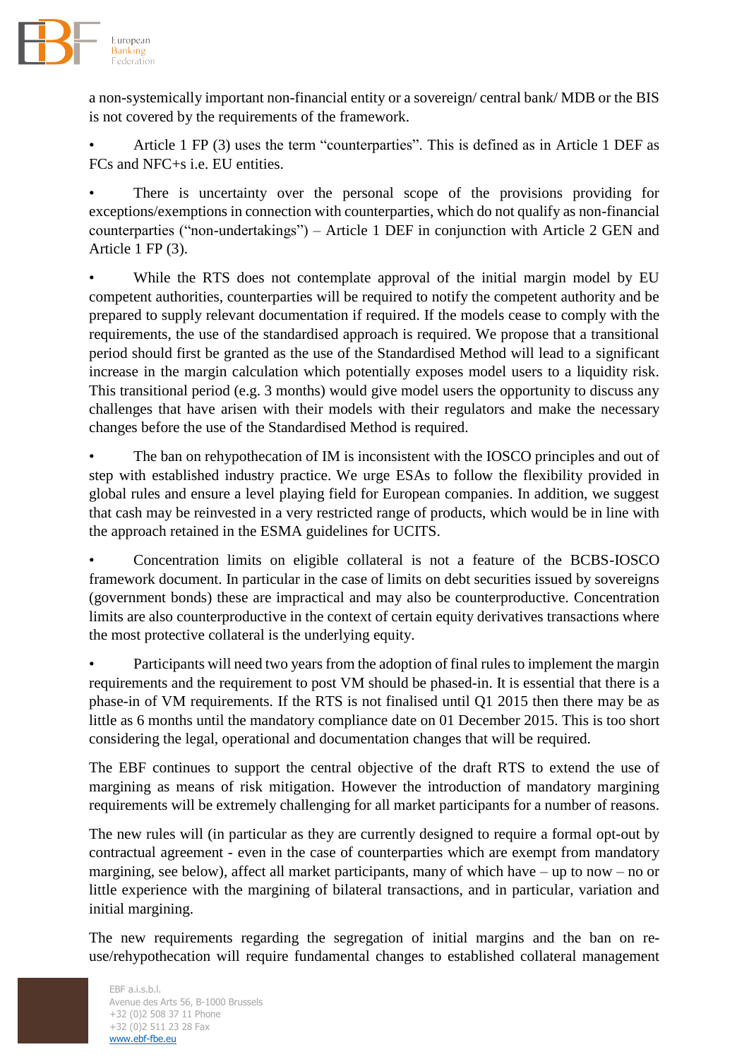a non-systemically important non-financial entity or a sovereign/ central bank/ MDB or the BIS is not covered by the requirements of the framework.

- Article 1 FP (3) uses the term "counterparties". This is defined as in Article 1 DEF as FCs and NFC+s i.e. EU entities.

- There is uncertainty over the personal scope of the provisions providing for exceptions/exemptions in connection with counterparties, which do not qualify as non-financial counterparties ("non-undertakings") – Article 1 DEF in conjunction with Article 2 GEN and Article 1 FP (3).

- While the RTS does not contemplate approval of the initial margin model by EU competent authorities, counterparties will be required to notify the competent authority and be prepared to supply relevant documentation if required. If the models cease to comply with the requirements, the use of the standardised approach is required. We propose that a transitional period should first be granted as the use of the Standardised Method will lead to a significant increase in the margin calculation which potentially exposes model users to a liquidity risk. This transitional period (e.g. 3 months) would give model users the opportunity to discuss any challenges that have arisen with their models with their regulators and make the necessary changes before the use of the Standardised Method is required.

- The ban on rehypothecation of IM is inconsistent with the IOSCO principles and out of step with established industry practice. We urge ESAs to follow the flexibility provided in global rules and ensure a level playing field for European companies. In addition, we suggest that cash may be reinvested in a very restricted range of products, which would be in line with the approach retained in the ESMA guidelines for UCITS.

- Concentration limits on eligible collateral is not a feature of the BCBS-IOSCO framework document. In particular in the case of limits on debt securities issued by sovereigns (government bonds) these are impractical and may also be counterproductive. Concentration limits are also counterproductive in the context of certain equity derivatives transactions where the most protective collateral is the underlying equity.

- Participants will need two years from the adoption of final rules to implement the margin requirements and the requirement to post VM should be phased-in. It is essential that there is a phase-in of VM requirements. If the RTS is not finalised until Q1 2015 then there may be as little as 6 months until the mandatory compliance date on 01 December 2015. This is too short considering the legal, operational and documentation changes that will be required.

The EBF continues to support the central objective of the draft RTS to extend the use of margining as means of risk mitigation. However the introduction of mandatory margining requirements will be extremely challenging for all market participants for a number of reasons.

The new rules will (in particular as they are currently designed to require a formal opt-out by contractual agreement - even in the case of counterparties which are exempt from mandatory margining, see below), affect all market participants, many of which have – up to now – no or little experience with the margining of bilateral transactions, and in particular, variation and initial margining.

The new requirements regarding the segregation of initial margins and the ban on re-use/rehypothecation will require fundamental changes to established collateral management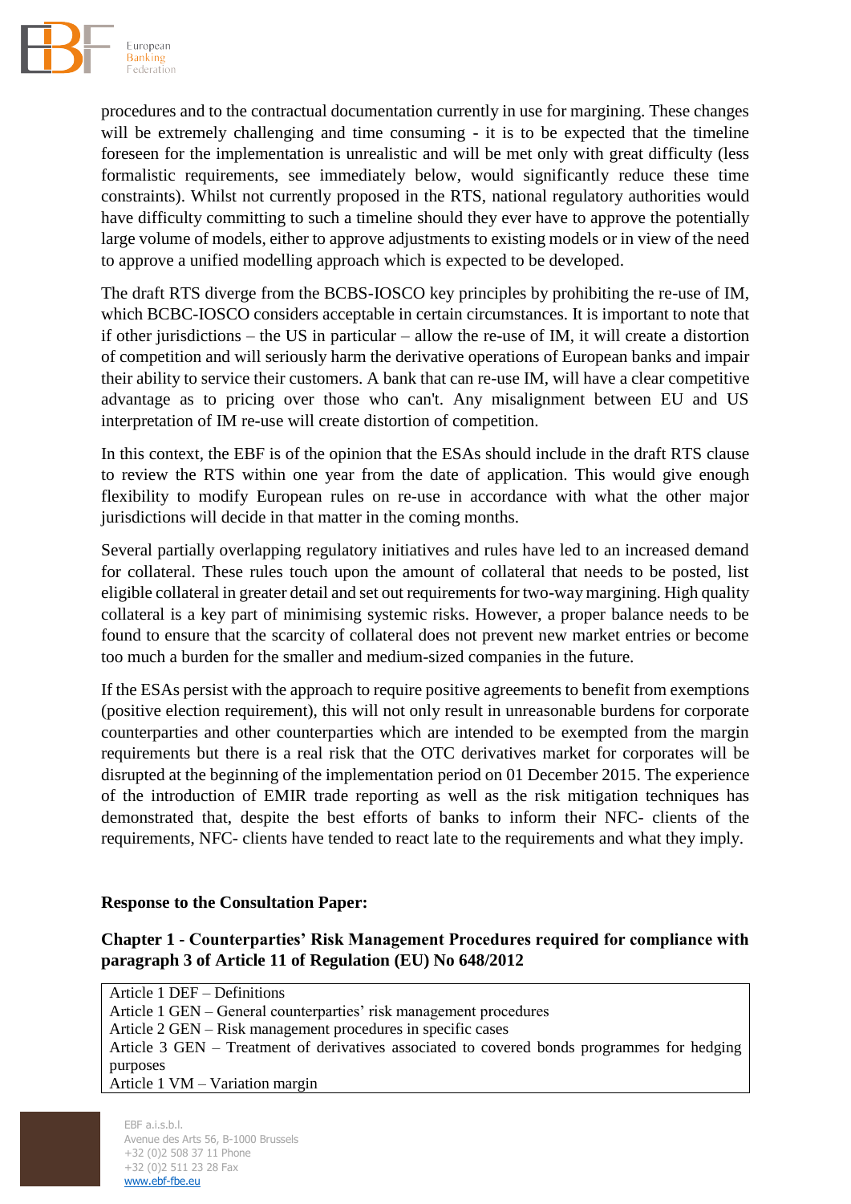procedures and to the contractual documentation currently in use for margining. These changes will be extremely challenging and time consuming - it is to be expected that the timeline foreseen for the implementation is unrealistic and will be met only with great difficulty (less formalistic requirements, see immediately below, would significantly reduce these time constraints). Whilst not currently proposed in the RTS, national regulatory authorities would have difficulty committing to such a timeline should they ever have to approve the potentially large volume of models, either to approve adjustments to existing models or in view of the need to approve a unified modelling approach which is expected to be developed.

The draft RTS diverge from the BCBS-IOSCO key principles by prohibiting the re-use of IM, which BCBC-IOSCO considers acceptable in certain circumstances. It is important to note that if other jurisdictions – the US in particular – allow the re-use of IM, it will create a distortion of competition and will seriously harm the derivative operations of European banks and impair their ability to service their customers. A bank that can re-use IM, will have a clear competitive advantage as to pricing over those who can't. Any misalignment between EU and US interpretation of IM re-use will create distortion of competition.

In this context, the EBF is of the opinion that the ESAs should include in the draft RTS clause to review the RTS within one year from the date of application. This would give enough flexibility to modify European rules on re-use in accordance with what the other major jurisdictions will decide in that matter in the coming months.

Several partially overlapping regulatory initiatives and rules have led to an increased demand for collateral. These rules touch upon the amount of collateral that needs to be posted, list eligible collateral in greater detail and set out requirements for two-way margining. High quality collateral is a key part of minimising systemic risks. However, a proper balance needs to be found to ensure that the scarcity of collateral does not prevent new market entries or become too much a burden for the smaller and medium-sized companies in the future.

If the ESAs persist with the approach to require positive agreements to benefit from exemptions (positive election requirement), this will not only result in unreasonable burdens for corporate counterparties and other counterparties which are intended to be exempted from the margin requirements but there is a real risk that the OTC derivatives market for corporates will be disrupted at the beginning of the implementation period on 01 December 2015. The experience of the introduction of EMIR trade reporting as well as the risk mitigation techniques has demonstrated that, despite the best efforts of banks to inform their NFC- clients of the requirements, NFC- clients have tended to react late to the requirements and what they imply.

**Response to the Consultation Paper:**

**Chapter 1 - Counterparties' Risk Management Procedures required for compliance with paragraph 3 of Article 11 of Regulation (EU) No 648/2012**

| Article 1 DEF – Definitions<br>Article 1 GEN – General counterparties' risk management procedures<br>Article 2 GEN – Risk management procedures in specific cases<br>Article 3 GEN – Treatment of derivatives associated to covered bonds programmes for hedging purposes<br>Article 1 VM – Variation margin |
|---|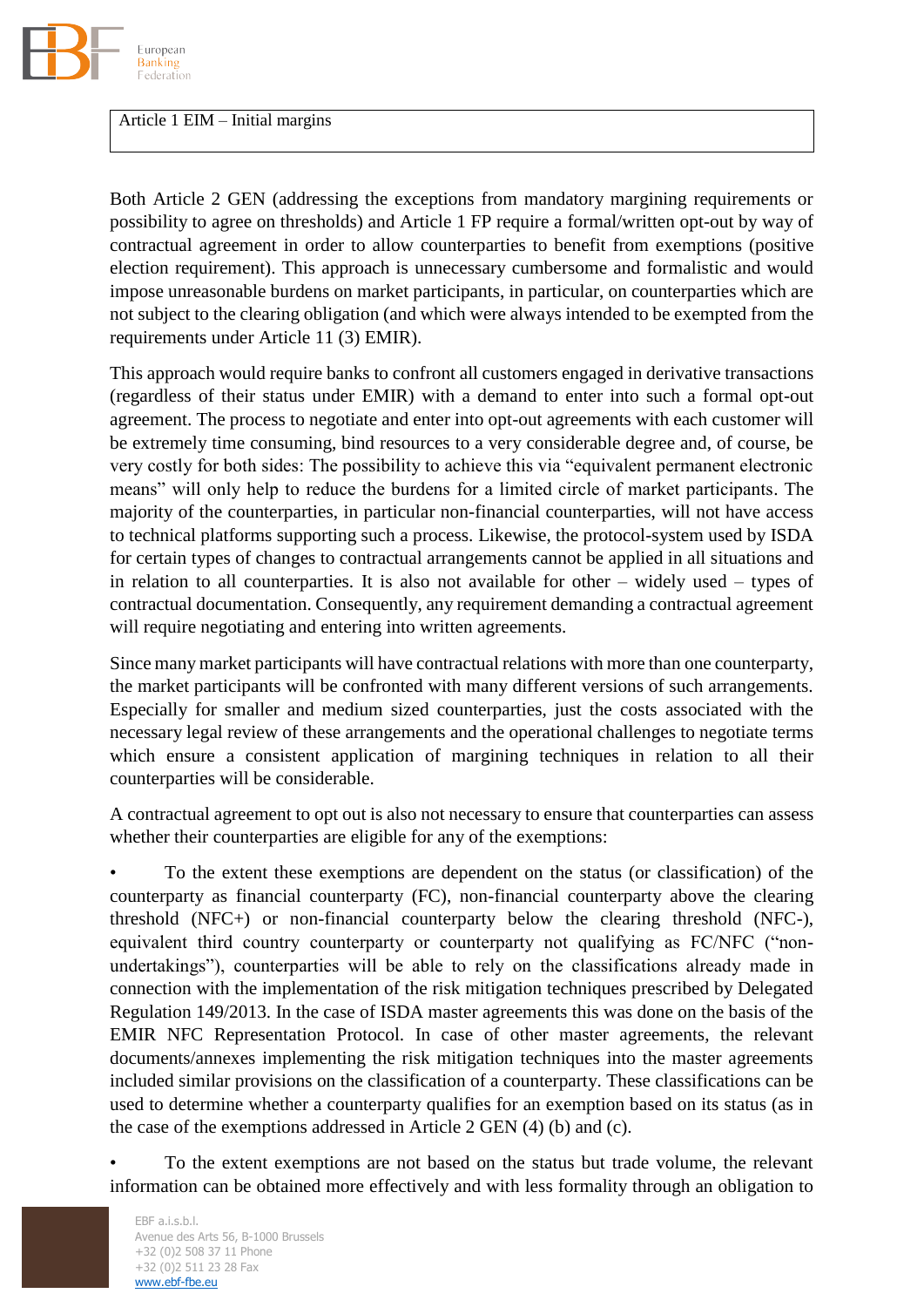| Article 1 EIM – Initial margins |
| --- |

Both Article 2 GEN (addressing the exceptions from mandatory margining requirements or possibility to agree on thresholds) and Article 1 FP require a formal/written opt-out by way of contractual agreement in order to allow counterparties to benefit from exemptions (positive election requirement). This approach is unnecessary cumbersome and formalistic and would impose unreasonable burdens on market participants, in particular, on counterparties which are not subject to the clearing obligation (and which were always intended to be exempted from the requirements under Article 11 (3) EMIR).

This approach would require banks to confront all customers engaged in derivative transactions (regardless of their status under EMIR) with a demand to enter into such a formal opt-out agreement. The process to negotiate and enter into opt-out agreements with each customer will be extremely time consuming, bind resources to a very considerable degree and, of course, be very costly for both sides: The possibility to achieve this via "equivalent permanent electronic means" will only help to reduce the burdens for a limited circle of market participants. The majority of the counterparties, in particular non-financial counterparties, will not have access to technical platforms supporting such a process. Likewise, the protocol-system used by ISDA for certain types of changes to contractual arrangements cannot be applied in all situations and in relation to all counterparties. It is also not available for other – widely used – types of contractual documentation. Consequently, any requirement demanding a contractual agreement will require negotiating and entering into written agreements.

Since many market participants will have contractual relations with more than one counterparty, the market participants will be confronted with many different versions of such arrangements. Especially for smaller and medium sized counterparties, just the costs associated with the necessary legal review of these arrangements and the operational challenges to negotiate terms which ensure a consistent application of margining techniques in relation to all their counterparties will be considerable.

A contractual agreement to opt out is also not necessary to ensure that counterparties can assess whether their counterparties are eligible for any of the exemptions:

- To the extent these exemptions are dependent on the status (or classification) of the counterparty as financial counterparty (FC), non-financial counterparty above the clearing threshold (NFC+) or non-financial counterparty below the clearing threshold (NFC-), equivalent third country counterparty or counterparty not qualifying as FC/NFC ("non-undertakings"), counterparties will be able to rely on the classifications already made in connection with the implementation of the risk mitigation techniques prescribed by Delegated Regulation 149/2013. In the case of ISDA master agreements this was done on the basis of the EMIR NFC Representation Protocol. In case of other master agreements, the relevant documents/annexes implementing the risk mitigation techniques into the master agreements included similar provisions on the classification of a counterparty. These classifications can be used to determine whether a counterparty qualifies for an exemption based on its status (as in the case of the exemptions addressed in Article 2 GEN (4) (b) and (c).

- To the extent exemptions are not based on the status but trade volume, the relevant information can be obtained more effectively and with less formality through an obligation to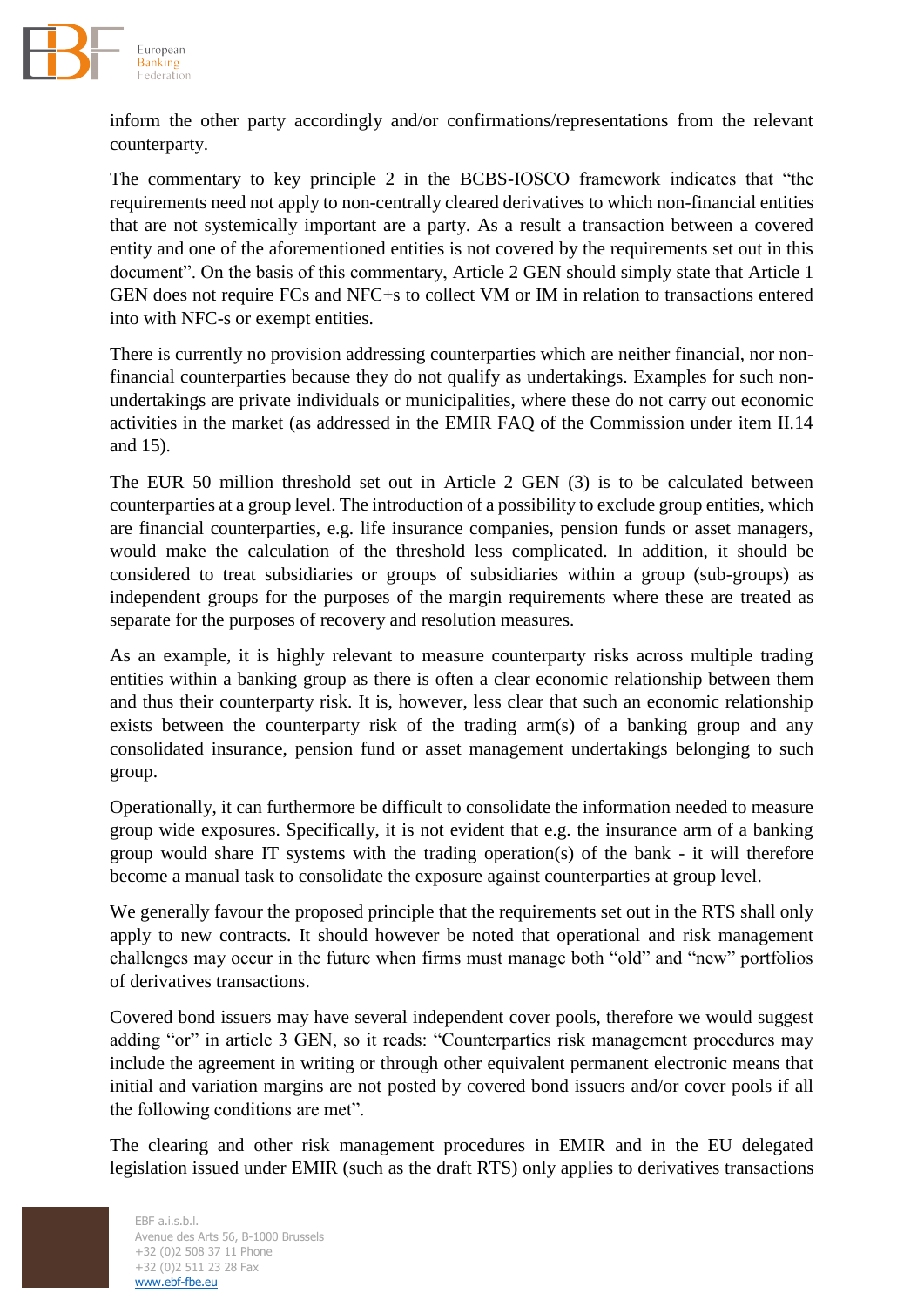inform the other party accordingly and/or confirmations/representations from the relevant counterparty.

The commentary to key principle 2 in the BCBS-IOSCO framework indicates that "the requirements need not apply to non-centrally cleared derivatives to which non-financial entities that are not systemically important are a party. As a result a transaction between a covered entity and one of the aforementioned entities is not covered by the requirements set out in this document". On the basis of this commentary, Article 2 GEN should simply state that Article 1 GEN does not require FCs and NFC+s to collect VM or IM in relation to transactions entered into with NFC-s or exempt entities.

There is currently no provision addressing counterparties which are neither financial, nor non-financial counterparties because they do not qualify as undertakings. Examples for such non-undertakings are private individuals or municipalities, where these do not carry out economic activities in the market (as addressed in the EMIR FAQ of the Commission under item II.14 and 15).

The EUR 50 million threshold set out in Article 2 GEN (3) is to be calculated between counterparties at a group level. The introduction of a possibility to exclude group entities, which are financial counterparties, e.g. life insurance companies, pension funds or asset managers, would make the calculation of the threshold less complicated. In addition, it should be considered to treat subsidiaries or groups of subsidiaries within a group (sub-groups) as independent groups for the purposes of the margin requirements where these are treated as separate for the purposes of recovery and resolution measures.

As an example, it is highly relevant to measure counterparty risks across multiple trading entities within a banking group as there is often a clear economic relationship between them and thus their counterparty risk. It is, however, less clear that such an economic relationship exists between the counterparty risk of the trading arm(s) of a banking group and any consolidated insurance, pension fund or asset management undertakings belonging to such group.

Operationally, it can furthermore be difficult to consolidate the information needed to measure group wide exposures. Specifically, it is not evident that e.g. the insurance arm of a banking group would share IT systems with the trading operation(s) of the bank - it will therefore become a manual task to consolidate the exposure against counterparties at group level.

We generally favour the proposed principle that the requirements set out in the RTS shall only apply to new contracts. It should however be noted that operational and risk management challenges may occur in the future when firms must manage both "old" and "new" portfolios of derivatives transactions.

Covered bond issuers may have several independent cover pools, therefore we would suggest adding "or" in article 3 GEN, so it reads: "Counterparties risk management procedures may include the agreement in writing or through other equivalent permanent electronic means that initial and variation margins are not posted by covered bond issuers and/or cover pools if all the following conditions are met".

The clearing and other risk management procedures in EMIR and in the EU delegated legislation issued under EMIR (such as the draft RTS) only applies to derivatives transactions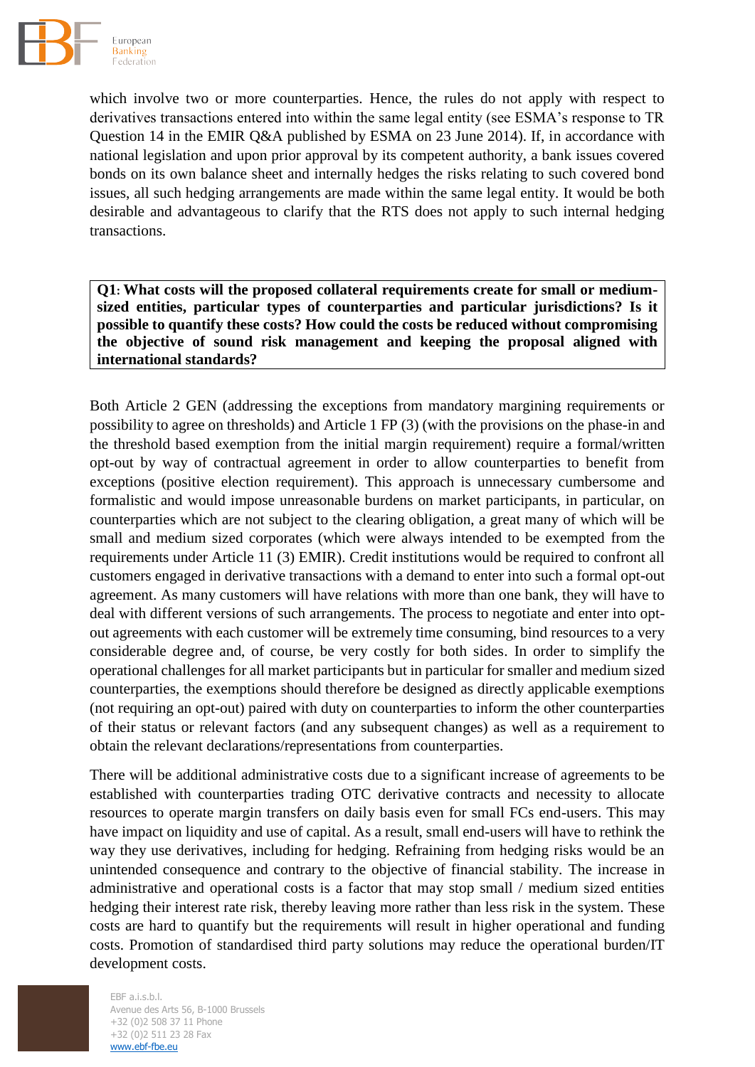which involve two or more counterparties. Hence, the rules do not apply with respect to derivatives transactions entered into within the same legal entity (see ESMA's response to TR Question 14 in the EMIR Q&A published by ESMA on 23 June 2014). If, in accordance with national legislation and upon prior approval by its competent authority, a bank issues covered bonds on its own balance sheet and internally hedges the risks relating to such covered bond issues, all such hedging arrangements are made within the same legal entity. It would be both desirable and advantageous to clarify that the RTS does not apply to such internal hedging transactions.

**Q1: What costs will the proposed collateral requirements create for small or medium-sized entities, particular types of counterparties and particular jurisdictions? Is it possible to quantify these costs? How could the costs be reduced without compromising the objective of sound risk management and keeping the proposal aligned with international standards?**

Both Article 2 GEN (addressing the exceptions from mandatory margining requirements or possibility to agree on thresholds) and Article 1 FP (3) (with the provisions on the phase-in and the threshold based exemption from the initial margin requirement) require a formal/written opt-out by way of contractual agreement in order to allow counterparties to benefit from exceptions (positive election requirement). This approach is unnecessary cumbersome and formalistic and would impose unreasonable burdens on market participants, in particular, on counterparties which are not subject to the clearing obligation, a great many of which will be small and medium sized corporates (which were always intended to be exempted from the requirements under Article 11 (3) EMIR). Credit institutions would be required to confront all customers engaged in derivative transactions with a demand to enter into such a formal opt-out agreement. As many customers will have relations with more than one bank, they will have to deal with different versions of such arrangements. The process to negotiate and enter into opt-out agreements with each customer will be extremely time consuming, bind resources to a very considerable degree and, of course, be very costly for both sides. In order to simplify the operational challenges for all market participants but in particular for smaller and medium sized counterparties, the exemptions should therefore be designed as directly applicable exemptions (not requiring an opt-out) paired with duty on counterparties to inform the other counterparties of their status or relevant factors (and any subsequent changes) as well as a requirement to obtain the relevant declarations/representations from counterparties.

There will be additional administrative costs due to a significant increase of agreements to be established with counterparties trading OTC derivative contracts and necessity to allocate resources to operate margin transfers on daily basis even for small FCs end-users. This may have impact on liquidity and use of capital. As a result, small end-users will have to rethink the way they use derivatives, including for hedging. Refraining from hedging risks would be an unintended consequence and contrary to the objective of financial stability. The increase in administrative and operational costs is a factor that may stop small / medium sized entities hedging their interest rate risk, thereby leaving more rather than less risk in the system. These costs are hard to quantify but the requirements will result in higher operational and funding costs. Promotion of standardised third party solutions may reduce the operational burden/IT development costs.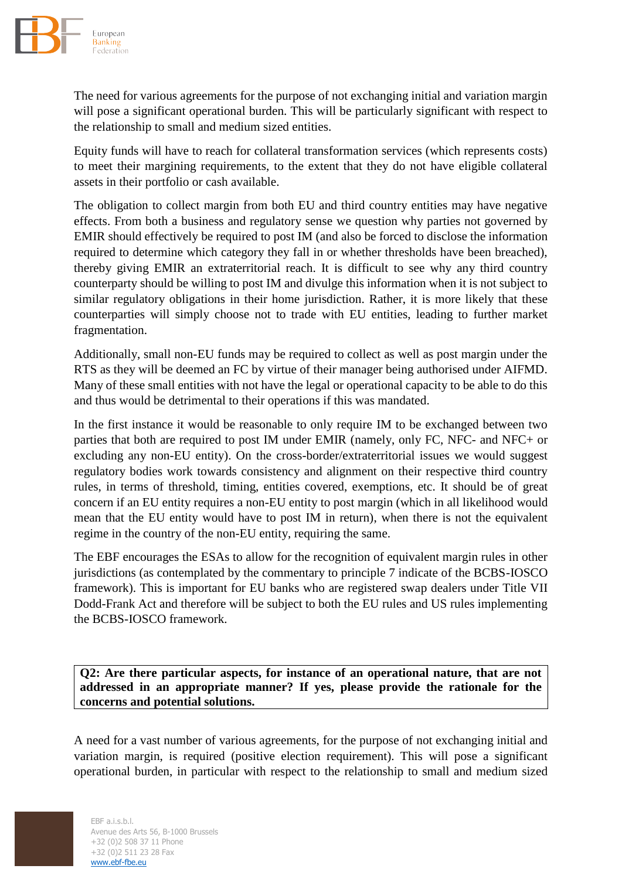The need for various agreements for the purpose of not exchanging initial and variation margin will pose a significant operational burden. This will be particularly significant with respect to the relationship to small and medium sized entities.

Equity funds will have to reach for collateral transformation services (which represents costs) to meet their margining requirements, to the extent that they do not have eligible collateral assets in their portfolio or cash available.

The obligation to collect margin from both EU and third country entities may have negative effects. From both a business and regulatory sense we question why parties not governed by EMIR should effectively be required to post IM (and also be forced to disclose the information required to determine which category they fall in or whether thresholds have been breached), thereby giving EMIR an extraterritorial reach. It is difficult to see why any third country counterparty should be willing to post IM and divulge this information when it is not subject to similar regulatory obligations in their home jurisdiction. Rather, it is more likely that these counterparties will simply choose not to trade with EU entities, leading to further market fragmentation.

Additionally, small non-EU funds may be required to collect as well as post margin under the RTS as they will be deemed an FC by virtue of their manager being authorised under AIFMD. Many of these small entities with not have the legal or operational capacity to be able to do this and thus would be detrimental to their operations if this was mandated.

In the first instance it would be reasonable to only require IM to be exchanged between two parties that both are required to post IM under EMIR (namely, only FC, NFC- and NFC+ or excluding any non-EU entity). On the cross-border/extraterritorial issues we would suggest regulatory bodies work towards consistency and alignment on their respective third country rules, in terms of threshold, timing, entities covered, exemptions, etc. It should be of great concern if an EU entity requires a non-EU entity to post margin (which in all likelihood would mean that the EU entity would have to post IM in return), when there is not the equivalent regime in the country of the non-EU entity, requiring the same.

The EBF encourages the ESAs to allow for the recognition of equivalent margin rules in other jurisdictions (as contemplated by the commentary to principle 7 indicate of the BCBS-IOSCO framework). This is important for EU banks who are registered swap dealers under Title VII Dodd-Frank Act and therefore will be subject to both the EU rules and US rules implementing the BCBS-IOSCO framework.

**Q2: Are there particular aspects, for instance of an operational nature, that are not addressed in an appropriate manner? If yes, please provide the rationale for the concerns and potential solutions.**

A need for a vast number of various agreements, for the purpose of not exchanging initial and variation margin, is required (positive election requirement). This will pose a significant operational burden, in particular with respect to the relationship to small and medium sized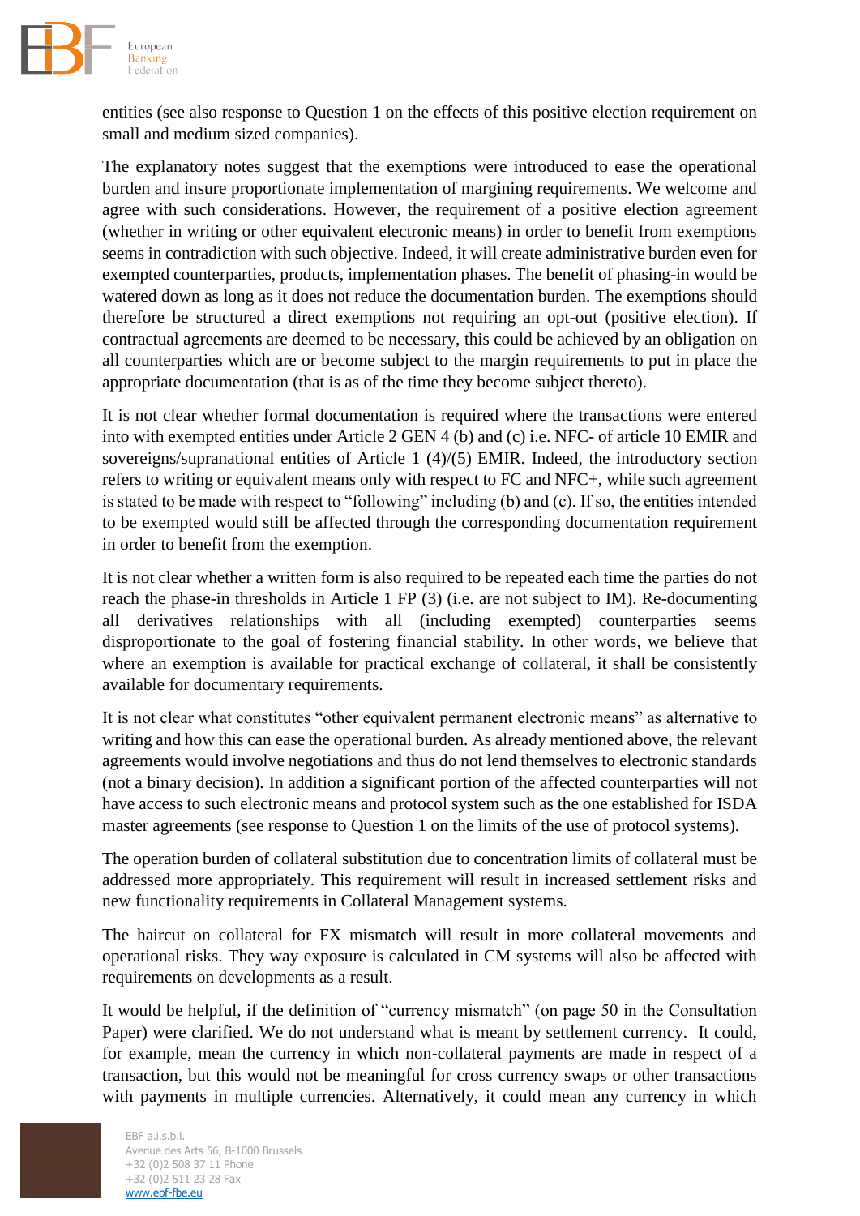entities (see also response to Question 1 on the effects of this positive election requirement on small and medium sized companies).

The explanatory notes suggest that the exemptions were introduced to ease the operational burden and insure proportionate implementation of margining requirements. We welcome and agree with such considerations. However, the requirement of a positive election agreement (whether in writing or other equivalent electronic means) in order to benefit from exemptions seems in contradiction with such objective. Indeed, it will create administrative burden even for exempted counterparties, products, implementation phases. The benefit of phasing-in would be watered down as long as it does not reduce the documentation burden. The exemptions should therefore be structured a direct exemptions not requiring an opt-out (positive election). If contractual agreements are deemed to be necessary, this could be achieved by an obligation on all counterparties which are or become subject to the margin requirements to put in place the appropriate documentation (that is as of the time they become subject thereto).

It is not clear whether formal documentation is required where the transactions were entered into with exempted entities under Article 2 GEN 4 (b) and (c) i.e. NFC- of article 10 EMIR and sovereigns/supranational entities of Article 1 (4)/(5) EMIR. Indeed, the introductory section refers to writing or equivalent means only with respect to FC and NFC+, while such agreement is stated to be made with respect to "following" including (b) and (c). If so, the entities intended to be exempted would still be affected through the corresponding documentation requirement in order to benefit from the exemption.

It is not clear whether a written form is also required to be repeated each time the parties do not reach the phase-in thresholds in Article 1 FP (3) (i.e. are not subject to IM). Re-documenting all derivatives relationships with all (including exempted) counterparties seems disproportionate to the goal of fostering financial stability. In other words, we believe that where an exemption is available for practical exchange of collateral, it shall be consistently available for documentary requirements.

It is not clear what constitutes "other equivalent permanent electronic means" as alternative to writing and how this can ease the operational burden. As already mentioned above, the relevant agreements would involve negotiations and thus do not lend themselves to electronic standards (not a binary decision). In addition a significant portion of the affected counterparties will not have access to such electronic means and protocol system such as the one established for ISDA master agreements (see response to Question 1 on the limits of the use of protocol systems).

The operation burden of collateral substitution due to concentration limits of collateral must be addressed more appropriately. This requirement will result in increased settlement risks and new functionality requirements in Collateral Management systems.

The haircut on collateral for FX mismatch will result in more collateral movements and operational risks. They way exposure is calculated in CM systems will also be affected with requirements on developments as a result.

It would be helpful, if the definition of "currency mismatch" (on page 50 in the Consultation Paper) were clarified. We do not understand what is meant by settlement currency. It could, for example, mean the currency in which non-collateral payments are made in respect of a transaction, but this would not be meaningful for cross currency swaps or other transactions with payments in multiple currencies. Alternatively, it could mean any currency in which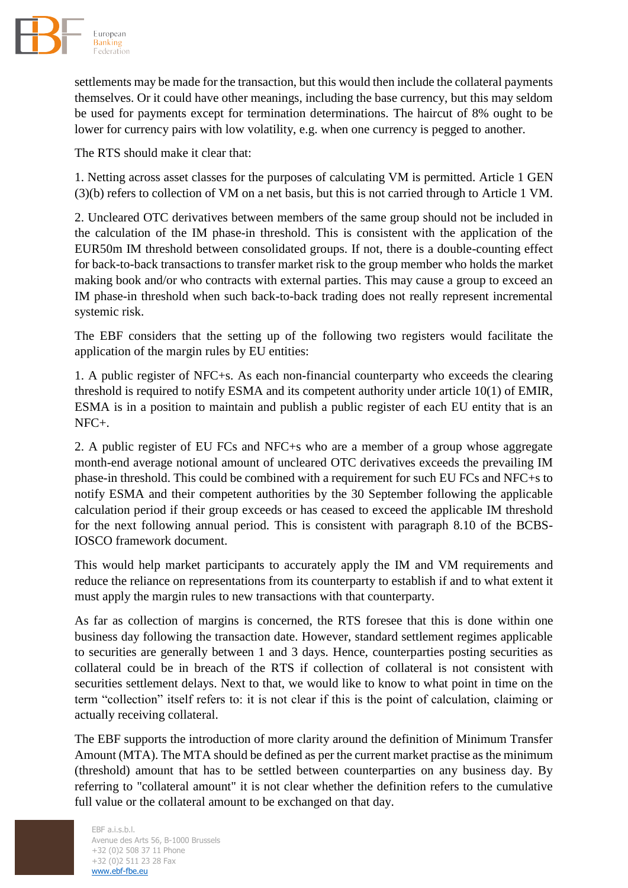settlements may be made for the transaction, but this would then include the collateral payments themselves. Or it could have other meanings, including the base currency, but this may seldom be used for payments except for termination determinations. The haircut of 8% ought to be lower for currency pairs with low volatility, e.g. when one currency is pegged to another.

The RTS should make it clear that:

1. Netting across asset classes for the purposes of calculating VM is permitted. Article 1 GEN (3)(b) refers to collection of VM on a net basis, but this is not carried through to Article 1 VM.

2. Uncleared OTC derivatives between members of the same group should not be included in the calculation of the IM phase-in threshold. This is consistent with the application of the EUR50m IM threshold between consolidated groups. If not, there is a double-counting effect for back-to-back transactions to transfer market risk to the group member who holds the market making book and/or who contracts with external parties. This may cause a group to exceed an IM phase-in threshold when such back-to-back trading does not really represent incremental systemic risk.

The EBF considers that the setting up of the following two registers would facilitate the application of the margin rules by EU entities:

1. A public register of NFC+s. As each non-financial counterparty who exceeds the clearing threshold is required to notify ESMA and its competent authority under article 10(1) of EMIR, ESMA is in a position to maintain and publish a public register of each EU entity that is an NFC+.

2. A public register of EU FCs and NFC+s who are a member of a group whose aggregate month-end average notional amount of uncleared OTC derivatives exceeds the prevailing IM phase-in threshold. This could be combined with a requirement for such EU FCs and NFC+s to notify ESMA and their competent authorities by the 30 September following the applicable calculation period if their group exceeds or has ceased to exceed the applicable IM threshold for the next following annual period. This is consistent with paragraph 8.10 of the BCBS-IOSCO framework document.

This would help market participants to accurately apply the IM and VM requirements and reduce the reliance on representations from its counterparty to establish if and to what extent it must apply the margin rules to new transactions with that counterparty.

As far as collection of margins is concerned, the RTS foresee that this is done within one business day following the transaction date. However, standard settlement regimes applicable to securities are generally between 1 and 3 days. Hence, counterparties posting securities as collateral could be in breach of the RTS if collection of collateral is not consistent with securities settlement delays. Next to that, we would like to know to what point in time on the term "collection" itself refers to: it is not clear if this is the point of calculation, claiming or actually receiving collateral.

The EBF supports the introduction of more clarity around the definition of Minimum Transfer Amount (MTA). The MTA should be defined as per the current market practise as the minimum (threshold) amount that has to be settled between counterparties on any business day. By referring to "collateral amount" it is not clear whether the definition refers to the cumulative full value or the collateral amount to be exchanged on that day.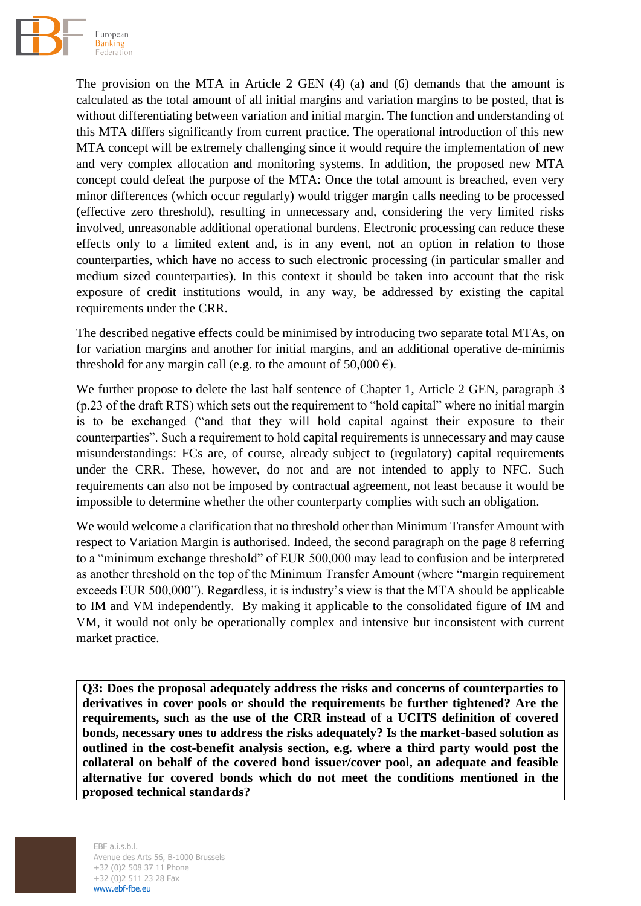The provision on the MTA in Article 2 GEN (4) (a) and (6) demands that the amount is calculated as the total amount of all initial margins and variation margins to be posted, that is without differentiating between variation and initial margin. The function and understanding of this MTA differs significantly from current practice. The operational introduction of this new MTA concept will be extremely challenging since it would require the implementation of new and very complex allocation and monitoring systems. In addition, the proposed new MTA concept could defeat the purpose of the MTA: Once the total amount is breached, even very minor differences (which occur regularly) would trigger margin calls needing to be processed (effective zero threshold), resulting in unnecessary and, considering the very limited risks involved, unreasonable additional operational burdens. Electronic processing can reduce these effects only to a limited extent and, is in any event, not an option in relation to those counterparties, which have no access to such electronic processing (in particular smaller and medium sized counterparties). In this context it should be taken into account that the risk exposure of credit institutions would, in any way, be addressed by existing the capital requirements under the CRR.

The described negative effects could be minimised by introducing two separate total MTAs, on for variation margins and another for initial margins, and an additional operative de-minimis threshold for any margin call (e.g. to the amount of 50,000 €).

We further propose to delete the last half sentence of Chapter 1, Article 2 GEN, paragraph 3 (p.23 of the draft RTS) which sets out the requirement to "hold capital" where no initial margin is to be exchanged ("and that they will hold capital against their exposure to their counterparties". Such a requirement to hold capital requirements is unnecessary and may cause misunderstandings: FCs are, of course, already subject to (regulatory) capital requirements under the CRR. These, however, do not and are not intended to apply to NFC. Such requirements can also not be imposed by contractual agreement, not least because it would be impossible to determine whether the other counterparty complies with such an obligation.

We would welcome a clarification that no threshold other than Minimum Transfer Amount with respect to Variation Margin is authorised. Indeed, the second paragraph on the page 8 referring to a "minimum exchange threshold" of EUR 500,000 may lead to confusion and be interpreted as another threshold on the top of the Minimum Transfer Amount (where "margin requirement exceeds EUR 500,000"). Regardless, it is industry's view is that the MTA should be applicable to IM and VM independently. By making it applicable to the consolidated figure of IM and VM, it would not only be operationally complex and intensive but inconsistent with current market practice.

**Q3: Does the proposal adequately address the risks and concerns of counterparties to derivatives in cover pools or should the requirements be further tightened? Are the requirements, such as the use of the CRR instead of a UCITS definition of covered bonds, necessary ones to address the risks adequately? Is the market-based solution as outlined in the cost-benefit analysis section, e.g. where a third party would post the collateral on behalf of the covered bond issuer/cover pool, an adequate and feasible alternative for covered bonds which do not meet the conditions mentioned in the proposed technical standards?**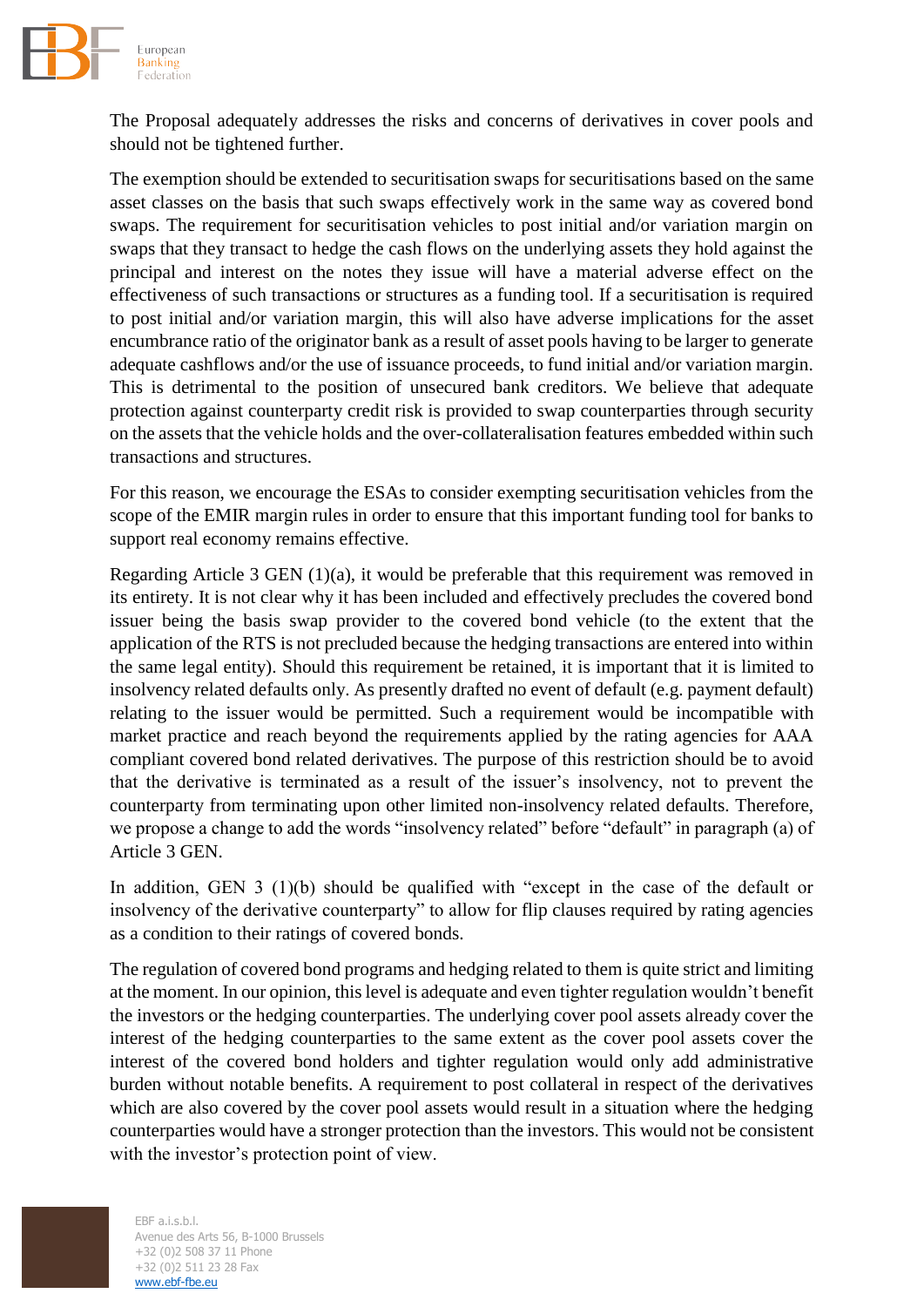The Proposal adequately addresses the risks and concerns of derivatives in cover pools and should not be tightened further.

The exemption should be extended to securitisation swaps for securitisations based on the same asset classes on the basis that such swaps effectively work in the same way as covered bond swaps. The requirement for securitisation vehicles to post initial and/or variation margin on swaps that they transact to hedge the cash flows on the underlying assets they hold against the principal and interest on the notes they issue will have a material adverse effect on the effectiveness of such transactions or structures as a funding tool. If a securitisation is required to post initial and/or variation margin, this will also have adverse implications for the asset encumbrance ratio of the originator bank as a result of asset pools having to be larger to generate adequate cashflows and/or the use of issuance proceeds, to fund initial and/or variation margin. This is detrimental to the position of unsecured bank creditors. We believe that adequate protection against counterparty credit risk is provided to swap counterparties through security on the assets that the vehicle holds and the over-collateralisation features embedded within such transactions and structures.

For this reason, we encourage the ESAs to consider exempting securitisation vehicles from the scope of the EMIR margin rules in order to ensure that this important funding tool for banks to support real economy remains effective.

Regarding Article 3 GEN (1)(a), it would be preferable that this requirement was removed in its entirety. It is not clear why it has been included and effectively precludes the covered bond issuer being the basis swap provider to the covered bond vehicle (to the extent that the application of the RTS is not precluded because the hedging transactions are entered into within the same legal entity). Should this requirement be retained, it is important that it is limited to insolvency related defaults only. As presently drafted no event of default (e.g. payment default) relating to the issuer would be permitted. Such a requirement would be incompatible with market practice and reach beyond the requirements applied by the rating agencies for AAA compliant covered bond related derivatives. The purpose of this restriction should be to avoid that the derivative is terminated as a result of the issuer's insolvency, not to prevent the counterparty from terminating upon other limited non-insolvency related defaults. Therefore, we propose a change to add the words "insolvency related" before "default" in paragraph (a) of Article 3 GEN.

In addition, GEN 3 (1)(b) should be qualified with "except in the case of the default or insolvency of the derivative counterparty" to allow for flip clauses required by rating agencies as a condition to their ratings of covered bonds.

The regulation of covered bond programs and hedging related to them is quite strict and limiting at the moment. In our opinion, this level is adequate and even tighter regulation wouldn't benefit the investors or the hedging counterparties. The underlying cover pool assets already cover the interest of the hedging counterparties to the same extent as the cover pool assets cover the interest of the covered bond holders and tighter regulation would only add administrative burden without notable benefits. A requirement to post collateral in respect of the derivatives which are also covered by the cover pool assets would result in a situation where the hedging counterparties would have a stronger protection than the investors. This would not be consistent with the investor's protection point of view.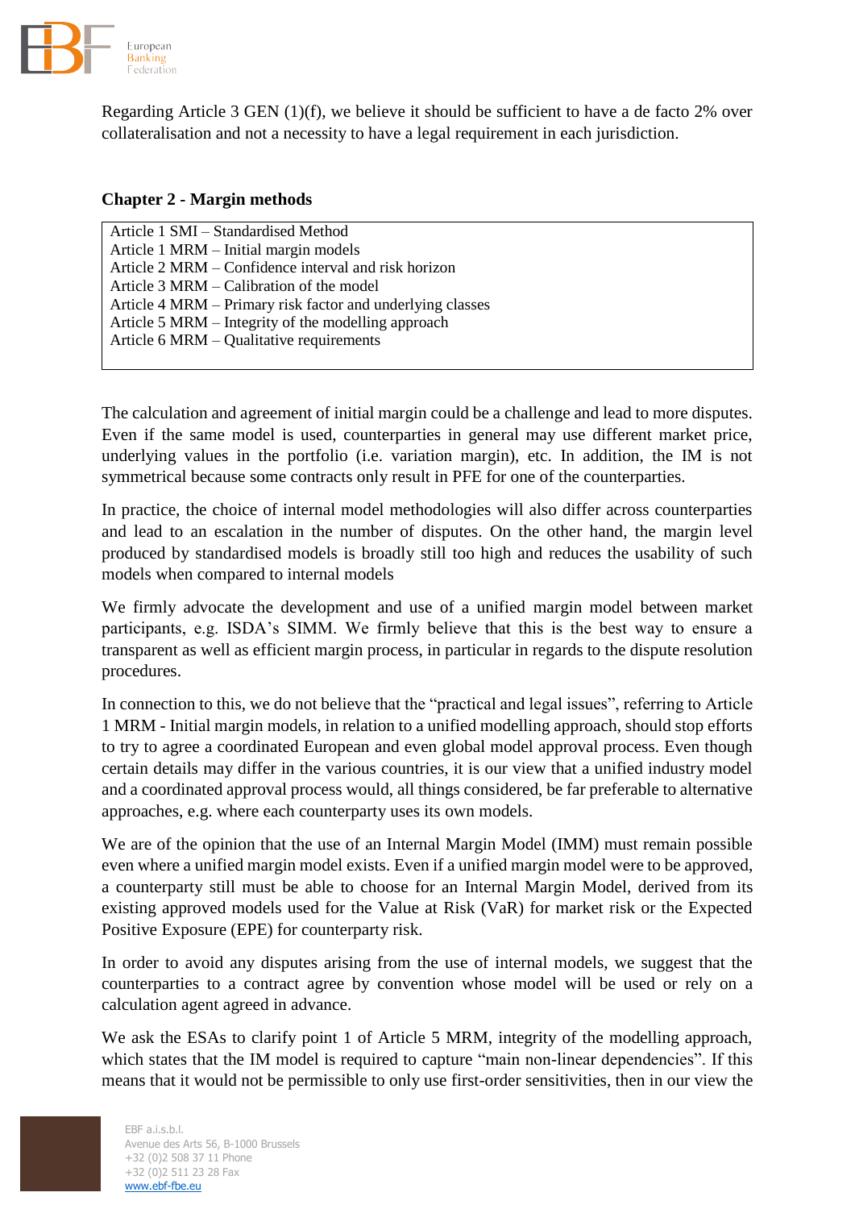Regarding Article 3 GEN (1)(f), we believe it should be sufficient to have a de facto 2% over collateralisation and not a necessity to have a legal requirement in each jurisdiction.

## Chapter 2 - Margin methods

| Article 1 SMI – Standardised Method<br>Article 1 MRM – Initial margin models<br>Article 2 MRM – Confidence interval and risk horizon<br>Article 3 MRM – Calibration of the model<br>Article 4 MRM – Primary risk factor and underlying classes<br>Article 5 MRM – Integrity of the modelling approach<br>Article 6 MRM – Qualitative requirements |
|---|

The calculation and agreement of initial margin could be a challenge and lead to more disputes. Even if the same model is used, counterparties in general may use different market price, underlying values in the portfolio (i.e. variation margin), etc. In addition, the IM is not symmetrical because some contracts only result in PFE for one of the counterparties.

In practice, the choice of internal model methodologies will also differ across counterparties and lead to an escalation in the number of disputes. On the other hand, the margin level produced by standardised models is broadly still too high and reduces the usability of such models when compared to internal models

We firmly advocate the development and use of a unified margin model between market participants, e.g. ISDA's SIMM. We firmly believe that this is the best way to ensure a transparent as well as efficient margin process, in particular in regards to the dispute resolution procedures.

In connection to this, we do not believe that the "practical and legal issues", referring to Article 1 MRM - Initial margin models, in relation to a unified modelling approach, should stop efforts to try to agree a coordinated European and even global model approval process. Even though certain details may differ in the various countries, it is our view that a unified industry model and a coordinated approval process would, all things considered, be far preferable to alternative approaches, e.g. where each counterparty uses its own models.

We are of the opinion that the use of an Internal Margin Model (IMM) must remain possible even where a unified margin model exists. Even if a unified margin model were to be approved, a counterparty still must be able to choose for an Internal Margin Model, derived from its existing approved models used for the Value at Risk (VaR) for market risk or the Expected Positive Exposure (EPE) for counterparty risk.

In order to avoid any disputes arising from the use of internal models, we suggest that the counterparties to a contract agree by convention whose model will be used or rely on a calculation agent agreed in advance.

We ask the ESAs to clarify point 1 of Article 5 MRM, integrity of the modelling approach, which states that the IM model is required to capture "main non-linear dependencies". If this means that it would not be permissible to only use first-order sensitivities, then in our view the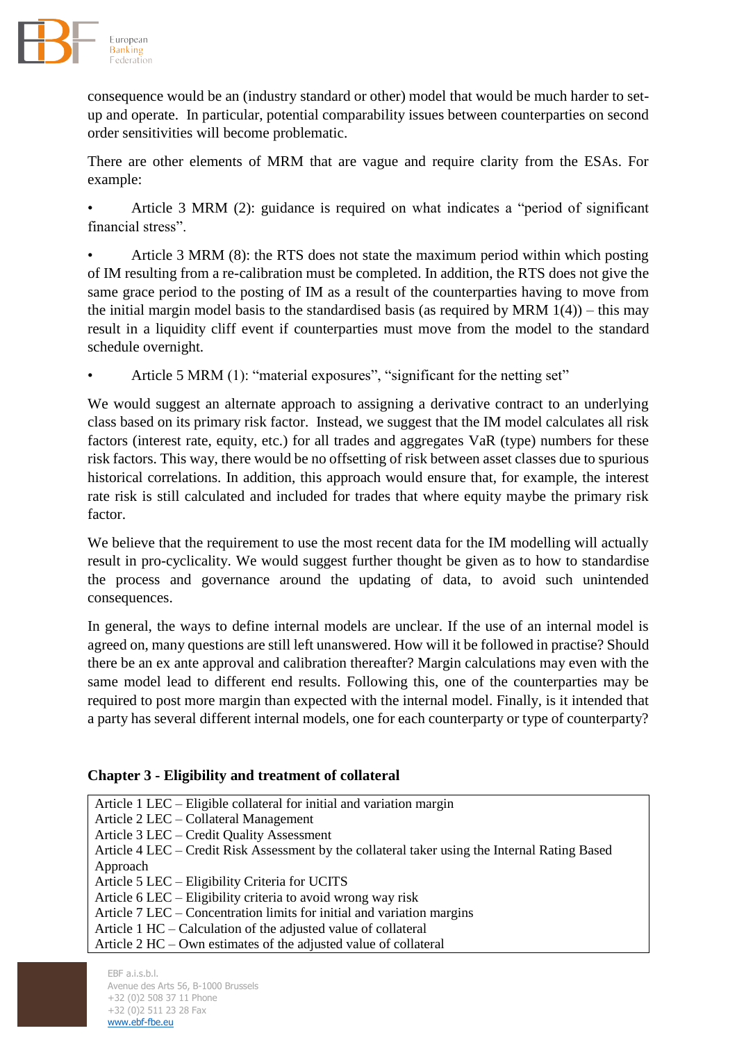consequence would be an (industry standard or other) model that would be much harder to set-up and operate. In particular, potential comparability issues between counterparties on second order sensitivities will become problematic.

There are other elements of MRM that are vague and require clarity from the ESAs. For example:

- Article 3 MRM (2): guidance is required on what indicates a "period of significant financial stress".
- Article 3 MRM (8): the RTS does not state the maximum period within which posting of IM resulting from a re-calibration must be completed. In addition, the RTS does not give the same grace period to the posting of IM as a result of the counterparties having to move from the initial margin model basis to the standardised basis (as required by MRM 1(4)) – this may result in a liquidity cliff event if counterparties must move from the model to the standard schedule overnight.
- Article 5 MRM (1): "material exposures", "significant for the netting set"

We would suggest an alternate approach to assigning a derivative contract to an underlying class based on its primary risk factor. Instead, we suggest that the IM model calculates all risk factors (interest rate, equity, etc.) for all trades and aggregates VaR (type) numbers for these risk factors. This way, there would be no offsetting of risk between asset classes due to spurious historical correlations. In addition, this approach would ensure that, for example, the interest rate risk is still calculated and included for trades that where equity maybe the primary risk factor.

We believe that the requirement to use the most recent data for the IM modelling will actually result in pro-cyclicality. We would suggest further thought be given as to how to standardise the process and governance around the updating of data, to avoid such unintended consequences.

In general, the ways to define internal models are unclear. If the use of an internal model is agreed on, many questions are still left unanswered. How will it be followed in practise? Should there be an ex ante approval and calibration thereafter? Margin calculations may even with the same model lead to different end results. Following this, one of the counterparties may be required to post more margin than expected with the internal model. Finally, is it intended that a party has several different internal models, one for each counterparty or type of counterparty?

## Chapter 3 - Eligibility and treatment of collateral

| |
|---|
| Article 1 LEC – Eligible collateral for initial and variation margin<br>Article 2 LEC – Collateral Management<br>Article 3 LEC – Credit Quality Assessment<br>Article 4 LEC – Credit Risk Assessment by the collateral taker using the Internal Rating Based Approach<br>Article 5 LEC – Eligibility Criteria for UCITS<br>Article 6 LEC – Eligibility criteria to avoid wrong way risk<br>Article 7 LEC – Concentration limits for initial and variation margins<br>Article 1 HC – Calculation of the adjusted value of collateral<br>Article 2 HC – Own estimates of the adjusted value of collateral |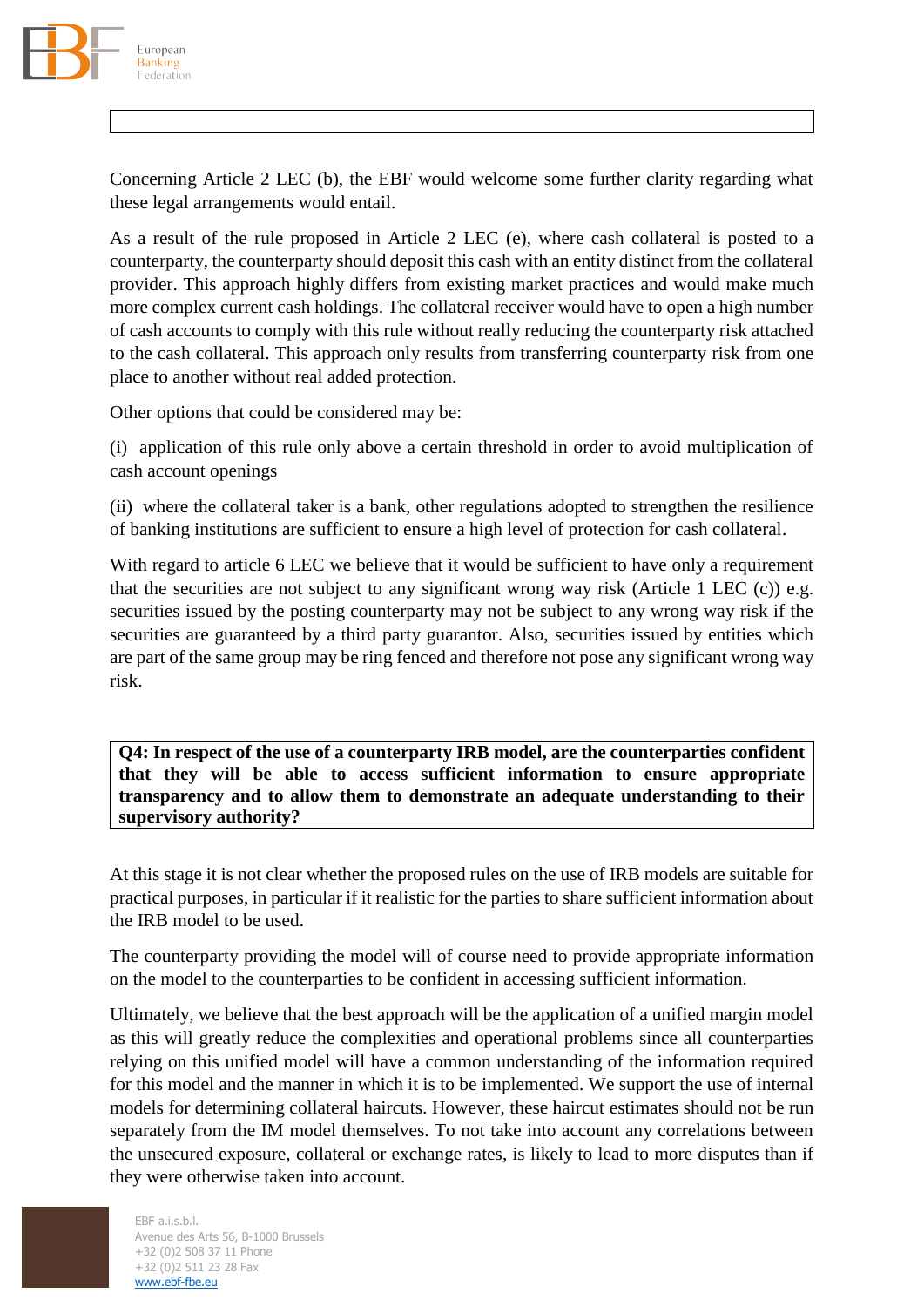Concerning Article 2 LEC (b), the EBF would welcome some further clarity regarding what these legal arrangements would entail.

As a result of the rule proposed in Article 2 LEC (e), where cash collateral is posted to a counterparty, the counterparty should deposit this cash with an entity distinct from the collateral provider. This approach highly differs from existing market practices and would make much more complex current cash holdings. The collateral receiver would have to open a high number of cash accounts to comply with this rule without really reducing the counterparty risk attached to the cash collateral. This approach only results from transferring counterparty risk from one place to another without real added protection.

Other options that could be considered may be:

(i) application of this rule only above a certain threshold in order to avoid multiplication of cash account openings

(ii) where the collateral taker is a bank, other regulations adopted to strengthen the resilience of banking institutions are sufficient to ensure a high level of protection for cash collateral.

With regard to article 6 LEC we believe that it would be sufficient to have only a requirement that the securities are not subject to any significant wrong way risk (Article 1 LEC (c)) e.g. securities issued by the posting counterparty may not be subject to any wrong way risk if the securities are guaranteed by a third party guarantor. Also, securities issued by entities which are part of the same group may be ring fenced and therefore not pose any significant wrong way risk.

**Q4: In respect of the use of a counterparty IRB model, are the counterparties confident that they will be able to access sufficient information to ensure appropriate transparency and to allow them to demonstrate an adequate understanding to their supervisory authority?**

At this stage it is not clear whether the proposed rules on the use of IRB models are suitable for practical purposes, in particular if it realistic for the parties to share sufficient information about the IRB model to be used.

The counterparty providing the model will of course need to provide appropriate information on the model to the counterparties to be confident in accessing sufficient information.

Ultimately, we believe that the best approach will be the application of a unified margin model as this will greatly reduce the complexities and operational problems since all counterparties relying on this unified model will have a common understanding of the information required for this model and the manner in which it is to be implemented. We support the use of internal models for determining collateral haircuts. However, these haircut estimates should not be run separately from the IM model themselves. To not take into account any correlations between the unsecured exposure, collateral or exchange rates, is likely to lead to more disputes than if they were otherwise taken into account.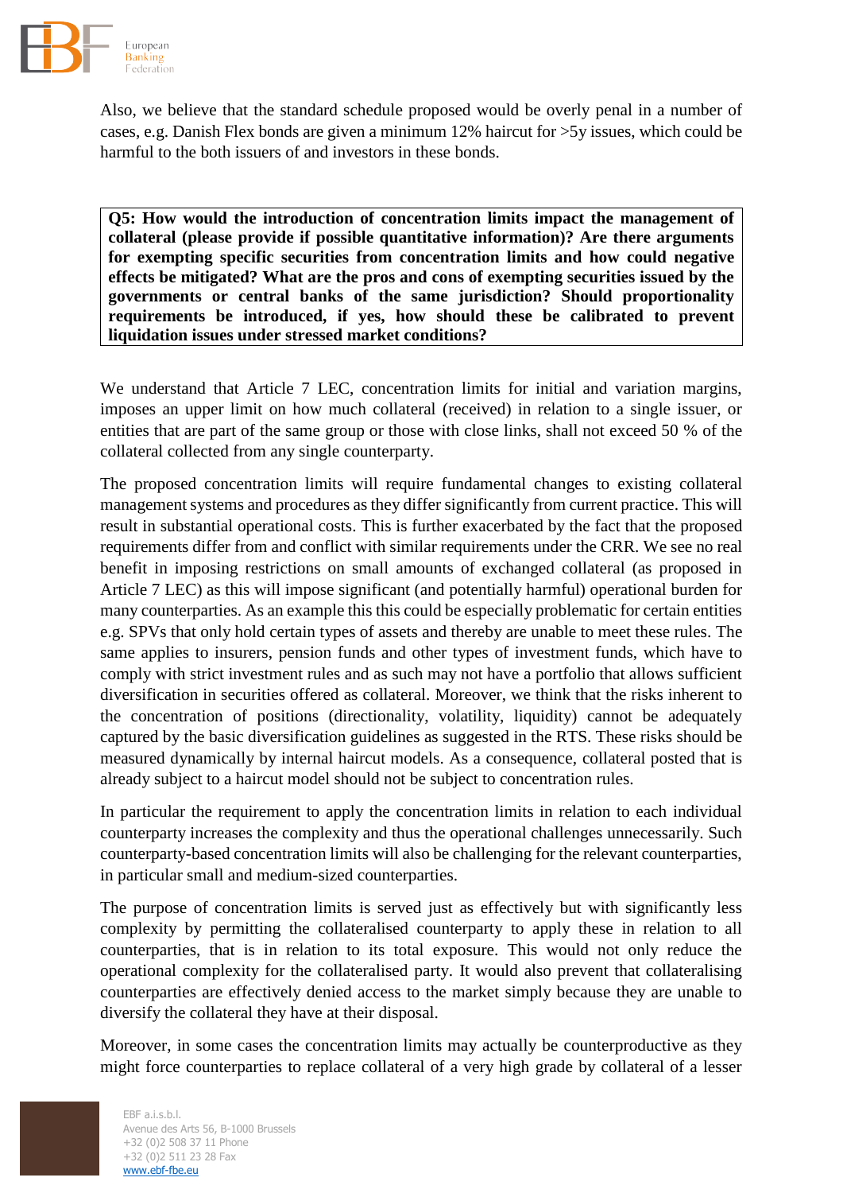Also, we believe that the standard schedule proposed would be overly penal in a number of cases, e.g. Danish Flex bonds are given a minimum 12% haircut for >5y issues, which could be harmful to the both issuers of and investors in these bonds.

**Q5: How would the introduction of concentration limits impact the management of collateral (please provide if possible quantitative information)? Are there arguments for exempting specific securities from concentration limits and how could negative effects be mitigated? What are the pros and cons of exempting securities issued by the governments or central banks of the same jurisdiction? Should proportionality requirements be introduced, if yes, how should these be calibrated to prevent liquidation issues under stressed market conditions?**

We understand that Article 7 LEC, concentration limits for initial and variation margins, imposes an upper limit on how much collateral (received) in relation to a single issuer, or entities that are part of the same group or those with close links, shall not exceed 50 % of the collateral collected from any single counterparty.

The proposed concentration limits will require fundamental changes to existing collateral management systems and procedures as they differ significantly from current practice. This will result in substantial operational costs. This is further exacerbated by the fact that the proposed requirements differ from and conflict with similar requirements under the CRR. We see no real benefit in imposing restrictions on small amounts of exchanged collateral (as proposed in Article 7 LEC) as this will impose significant (and potentially harmful) operational burden for many counterparties. As an example this this could be especially problematic for certain entities e.g. SPVs that only hold certain types of assets and thereby are unable to meet these rules. The same applies to insurers, pension funds and other types of investment funds, which have to comply with strict investment rules and as such may not have a portfolio that allows sufficient diversification in securities offered as collateral. Moreover, we think that the risks inherent to the concentration of positions (directionality, volatility, liquidity) cannot be adequately captured by the basic diversification guidelines as suggested in the RTS. These risks should be measured dynamically by internal haircut models. As a consequence, collateral posted that is already subject to a haircut model should not be subject to concentration rules.

In particular the requirement to apply the concentration limits in relation to each individual counterparty increases the complexity and thus the operational challenges unnecessarily. Such counterparty-based concentration limits will also be challenging for the relevant counterparties, in particular small and medium-sized counterparties.

The purpose of concentration limits is served just as effectively but with significantly less complexity by permitting the collateralised counterparty to apply these in relation to all counterparties, that is in relation to its total exposure. This would not only reduce the operational complexity for the collateralised party. It would also prevent that collateralising counterparties are effectively denied access to the market simply because they are unable to diversify the collateral they have at their disposal.

Moreover, in some cases the concentration limits may actually be counterproductive as they might force counterparties to replace collateral of a very high grade by collateral of a lesser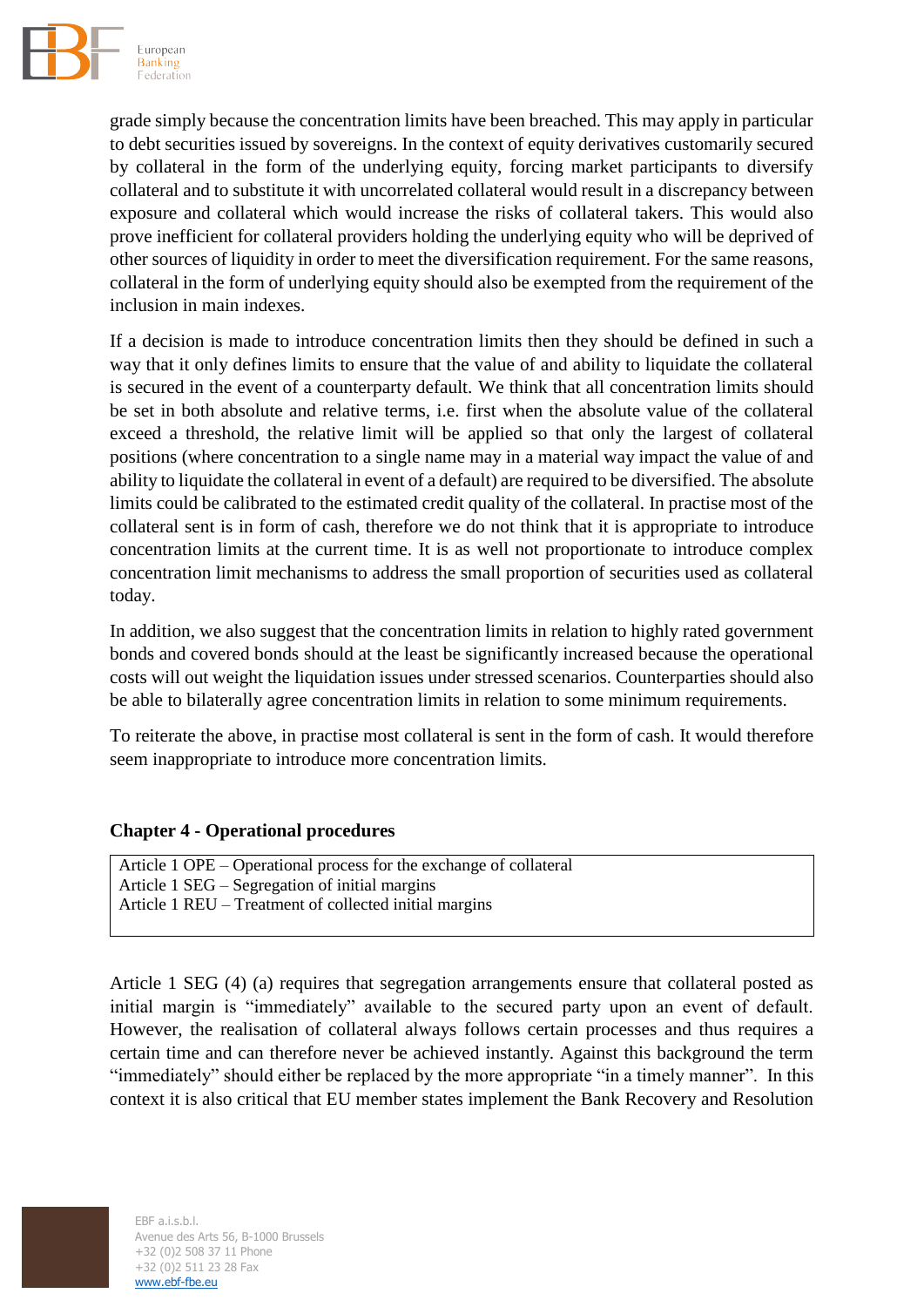grade simply because the concentration limits have been breached. This may apply in particular to debt securities issued by sovereigns. In the context of equity derivatives customarily secured by collateral in the form of the underlying equity, forcing market participants to diversify collateral and to substitute it with uncorrelated collateral would result in a discrepancy between exposure and collateral which would increase the risks of collateral takers. This would also prove inefficient for collateral providers holding the underlying equity who will be deprived of other sources of liquidity in order to meet the diversification requirement. For the same reasons, collateral in the form of underlying equity should also be exempted from the requirement of the inclusion in main indexes.

If a decision is made to introduce concentration limits then they should be defined in such a way that it only defines limits to ensure that the value of and ability to liquidate the collateral is secured in the event of a counterparty default. We think that all concentration limits should be set in both absolute and relative terms, i.e. first when the absolute value of the collateral exceed a threshold, the relative limit will be applied so that only the largest of collateral positions (where concentration to a single name may in a material way impact the value of and ability to liquidate the collateral in event of a default) are required to be diversified. The absolute limits could be calibrated to the estimated credit quality of the collateral. In practise most of the collateral sent is in form of cash, therefore we do not think that it is appropriate to introduce concentration limits at the current time. It is as well not proportionate to introduce complex concentration limit mechanisms to address the small proportion of securities used as collateral today.

In addition, we also suggest that the concentration limits in relation to highly rated government bonds and covered bonds should at the least be significantly increased because the operational costs will out weight the liquidation issues under stressed scenarios. Counterparties should also be able to bilaterally agree concentration limits in relation to some minimum requirements.

To reiterate the above, in practise most collateral is sent in the form of cash. It would therefore seem inappropriate to introduce more concentration limits.

**Chapter 4 - Operational procedures**

Article 1 OPE – Operational process for the exchange of collateral
Article 1 SEG – Segregation of initial margins
Article 1 REU – Treatment of collected initial margins

Article 1 SEG (4) (a) requires that segregation arrangements ensure that collateral posted as initial margin is "immediately" available to the secured party upon an event of default. However, the realisation of collateral always follows certain processes and thus requires a certain time and can therefore never be achieved instantly. Against this background the term "immediately" should either be replaced by the more appropriate "in a timely manner". In this context it is also critical that EU member states implement the Bank Recovery and Resolution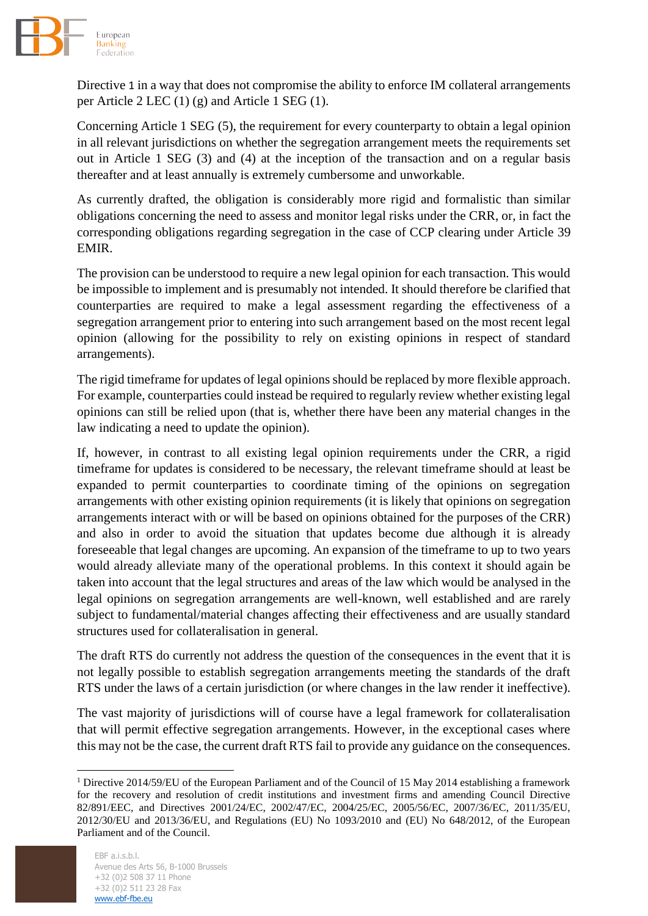Directive 1 in a way that does not compromise the ability to enforce IM collateral arrangements per Article 2 LEC (1) (g) and Article 1 SEG (1).

Concerning Article 1 SEG (5), the requirement for every counterparty to obtain a legal opinion in all relevant jurisdictions on whether the segregation arrangement meets the requirements set out in Article 1 SEG (3) and (4) at the inception of the transaction and on a regular basis thereafter and at least annually is extremely cumbersome and unworkable.

As currently drafted, the obligation is considerably more rigid and formalistic than similar obligations concerning the need to assess and monitor legal risks under the CRR, or, in fact the corresponding obligations regarding segregation in the case of CCP clearing under Article 39 EMIR.

The provision can be understood to require a new legal opinion for each transaction. This would be impossible to implement and is presumably not intended. It should therefore be clarified that counterparties are required to make a legal assessment regarding the effectiveness of a segregation arrangement prior to entering into such arrangement based on the most recent legal opinion (allowing for the possibility to rely on existing opinions in respect of standard arrangements).

The rigid timeframe for updates of legal opinions should be replaced by more flexible approach. For example, counterparties could instead be required to regularly review whether existing legal opinions can still be relied upon (that is, whether there have been any material changes in the law indicating a need to update the opinion).

If, however, in contrast to all existing legal opinion requirements under the CRR, a rigid timeframe for updates is considered to be necessary, the relevant timeframe should at least be expanded to permit counterparties to coordinate timing of the opinions on segregation arrangements with other existing opinion requirements (it is likely that opinions on segregation arrangements interact with or will be based on opinions obtained for the purposes of the CRR) and also in order to avoid the situation that updates become due although it is already foreseeable that legal changes are upcoming. An expansion of the timeframe to up to two years would already alleviate many of the operational problems. In this context it should again be taken into account that the legal structures and areas of the law which would be analysed in the legal opinions on segregation arrangements are well-known, well established and are rarely subject to fundamental/material changes affecting their effectiveness and are usually standard structures used for collateralisation in general.

The draft RTS do currently not address the question of the consequences in the event that it is not legally possible to establish segregation arrangements meeting the standards of the draft RTS under the laws of a certain jurisdiction (or where changes in the law render it ineffective).

The vast majority of jurisdictions will of course have a legal framework for collateralisation that will permit effective segregation arrangements. However, in the exceptional cases where this may not be the case, the current draft RTS fail to provide any guidance on the consequences.

---

[1] Directive 2014/59/EU of the European Parliament and of the Council of 15 May 2014 establishing a framework for the recovery and resolution of credit institutions and investment firms and amending Council Directive 82/891/EEC, and Directives 2001/24/EC, 2002/47/EC, 2004/25/EC, 2005/56/EC, 2007/36/EC, 2011/35/EU, 2012/30/EU and 2013/36/EU, and Regulations (EU) No 1093/2010 and (EU) No 648/2012, of the European Parliament and of the Council.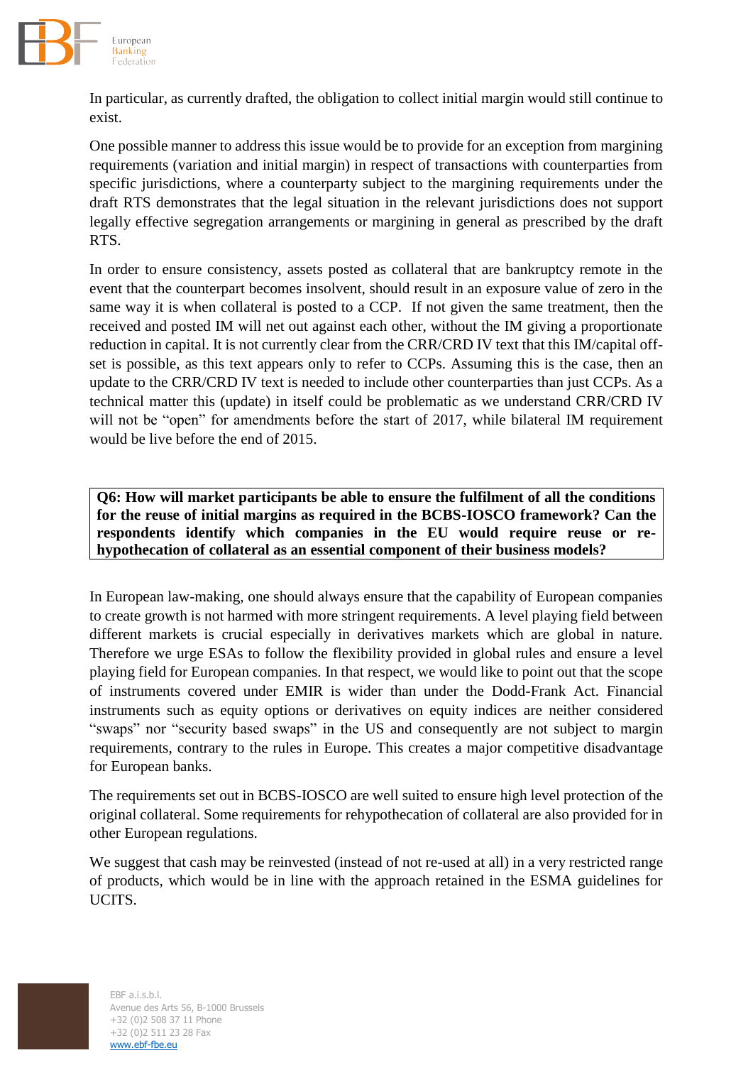In particular, as currently drafted, the obligation to collect initial margin would still continue to exist.

One possible manner to address this issue would be to provide for an exception from margining requirements (variation and initial margin) in respect of transactions with counterparties from specific jurisdictions, where a counterparty subject to the margining requirements under the draft RTS demonstrates that the legal situation in the relevant jurisdictions does not support legally effective segregation arrangements or margining in general as prescribed by the draft RTS.

In order to ensure consistency, assets posted as collateral that are bankruptcy remote in the event that the counterpart becomes insolvent, should result in an exposure value of zero in the same way it is when collateral is posted to a CCP. If not given the same treatment, then the received and posted IM will net out against each other, without the IM giving a proportionate reduction in capital. It is not currently clear from the CRR/CRD IV text that this IM/capital off-set is possible, as this text appears only to refer to CCPs. Assuming this is the case, then an update to the CRR/CRD IV text is needed to include other counterparties than just CCPs. As a technical matter this (update) in itself could be problematic as we understand CRR/CRD IV will not be "open" for amendments before the start of 2017, while bilateral IM requirement would be live before the end of 2015.

**Q6: How will market participants be able to ensure the fulfilment of all the conditions for the reuse of initial margins as required in the BCBS-IOSCO framework? Can the respondents identify which companies in the EU would require reuse or re-hypothecation of collateral as an essential component of their business models?**

In European law-making, one should always ensure that the capability of European companies to create growth is not harmed with more stringent requirements. A level playing field between different markets is crucial especially in derivatives markets which are global in nature. Therefore we urge ESAs to follow the flexibility provided in global rules and ensure a level playing field for European companies. In that respect, we would like to point out that the scope of instruments covered under EMIR is wider than under the Dodd-Frank Act. Financial instruments such as equity options or derivatives on equity indices are neither considered "swaps" nor "security based swaps" in the US and consequently are not subject to margin requirements, contrary to the rules in Europe. This creates a major competitive disadvantage for European banks.

The requirements set out in BCBS-IOSCO are well suited to ensure high level protection of the original collateral. Some requirements for rehypothecation of collateral are also provided for in other European regulations.

We suggest that cash may be reinvested (instead of not re-used at all) in a very restricted range of products, which would be in line with the approach retained in the ESMA guidelines for UCITS.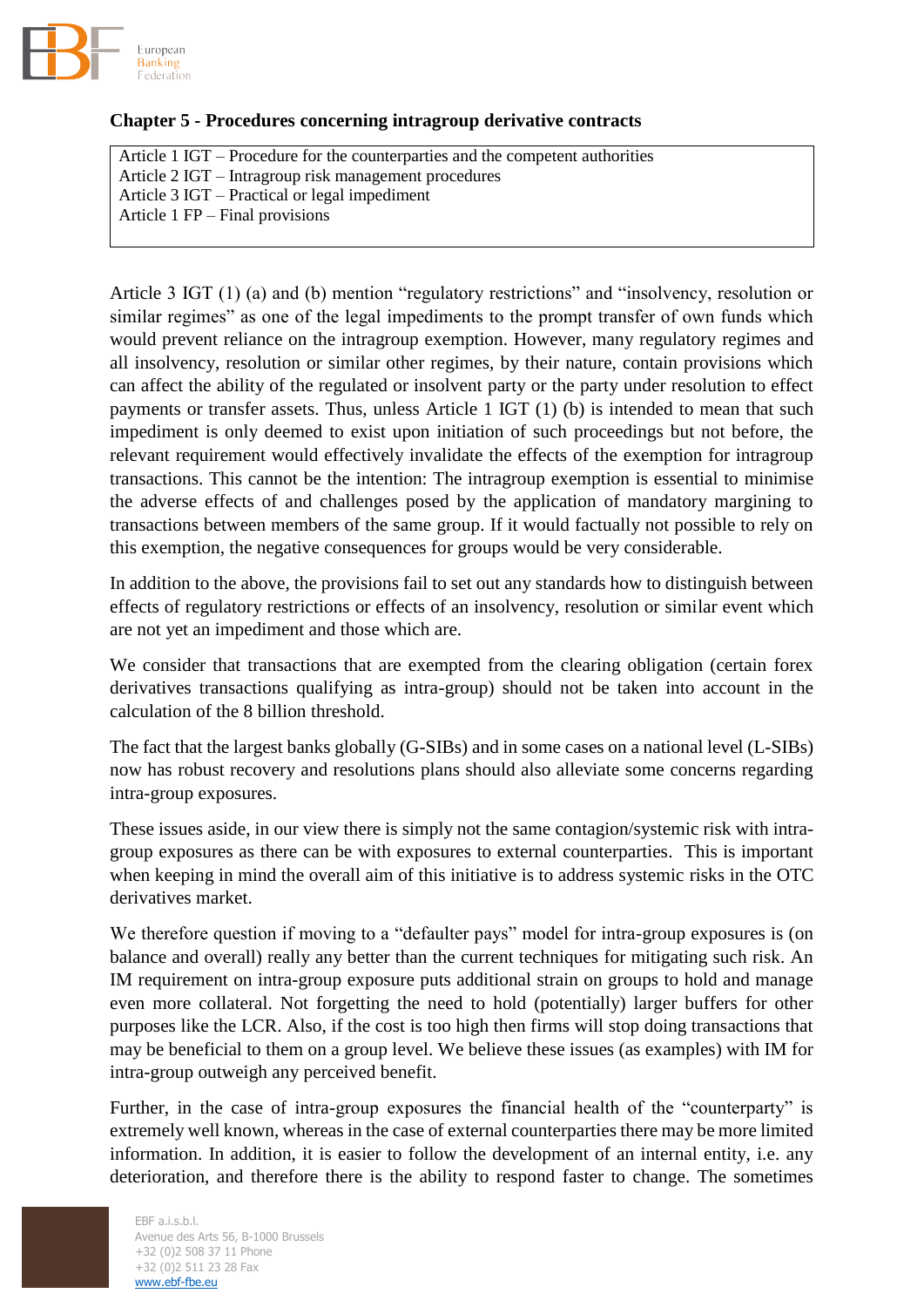### Chapter 5 - Procedures concerning intragroup derivative contracts

| |
|---|
| Article 1 IGT – Procedure for the counterparties and the competent authorities<br>Article 2 IGT – Intragroup risk management procedures<br>Article 3 IGT – Practical or legal impediment<br>Article 1 FP – Final provisions |

Article 3 IGT (1) (a) and (b) mention "regulatory restrictions" and "insolvency, resolution or similar regimes" as one of the legal impediments to the prompt transfer of own funds which would prevent reliance on the intragroup exemption. However, many regulatory regimes and all insolvency, resolution or similar other regimes, by their nature, contain provisions which can affect the ability of the regulated or insolvent party or the party under resolution to effect payments or transfer assets. Thus, unless Article 1 IGT (1) (b) is intended to mean that such impediment is only deemed to exist upon initiation of such proceedings but not before, the relevant requirement would effectively invalidate the effects of the exemption for intragroup transactions. This cannot be the intention: The intragroup exemption is essential to minimise the adverse effects of and challenges posed by the application of mandatory margining to transactions between members of the same group. If it would factually not possible to rely on this exemption, the negative consequences for groups would be very considerable.

In addition to the above, the provisions fail to set out any standards how to distinguish between effects of regulatory restrictions or effects of an insolvency, resolution or similar event which are not yet an impediment and those which are.

We consider that transactions that are exempted from the clearing obligation (certain forex derivatives transactions qualifying as intra-group) should not be taken into account in the calculation of the 8 billion threshold.

The fact that the largest banks globally (G-SIBs) and in some cases on a national level (L-SIBs) now has robust recovery and resolutions plans should also alleviate some concerns regarding intra-group exposures.

These issues aside, in our view there is simply not the same contagion/systemic risk with intra-group exposures as there can be with exposures to external counterparties. This is important when keeping in mind the overall aim of this initiative is to address systemic risks in the OTC derivatives market.

We therefore question if moving to a "defaulter pays" model for intra-group exposures is (on balance and overall) really any better than the current techniques for mitigating such risk. An IM requirement on intra-group exposure puts additional strain on groups to hold and manage even more collateral. Not forgetting the need to hold (potentially) larger buffers for other purposes like the LCR. Also, if the cost is too high then firms will stop doing transactions that may be beneficial to them on a group level. We believe these issues (as examples) with IM for intra-group outweigh any perceived benefit.

Further, in the case of intra-group exposures the financial health of the "counterparty" is extremely well known, whereas in the case of external counterparties there may be more limited information. In addition, it is easier to follow the development of an internal entity, i.e. any deterioration, and therefore there is the ability to respond faster to change. The sometimes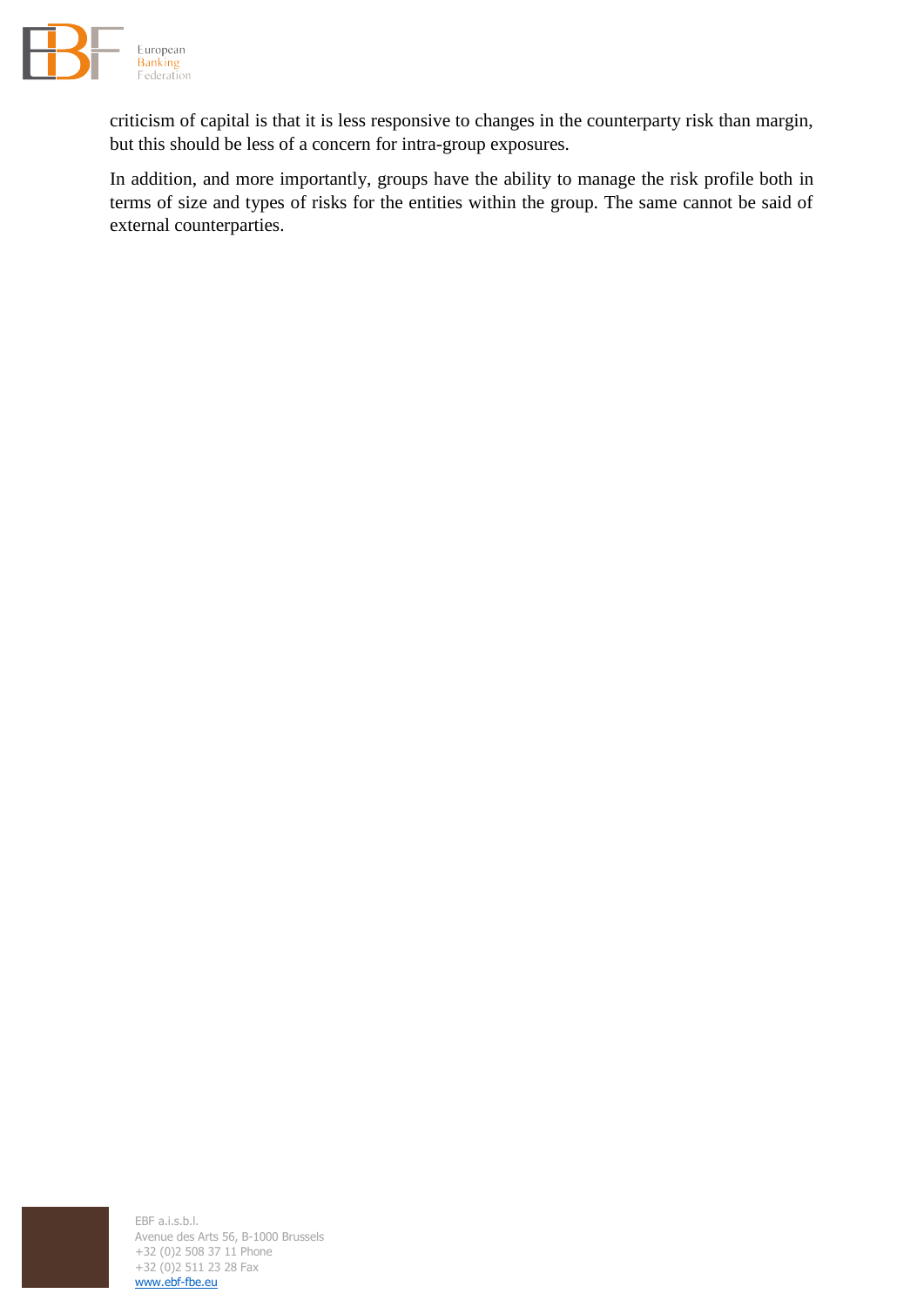criticism of capital is that it is less responsive to changes in the counterparty risk than margin, but this should be less of a concern for intra-group exposures.

In addition, and more importantly, groups have the ability to manage the risk profile both in terms of size and types of risks for the entities within the group. The same cannot be said of external counterparties.